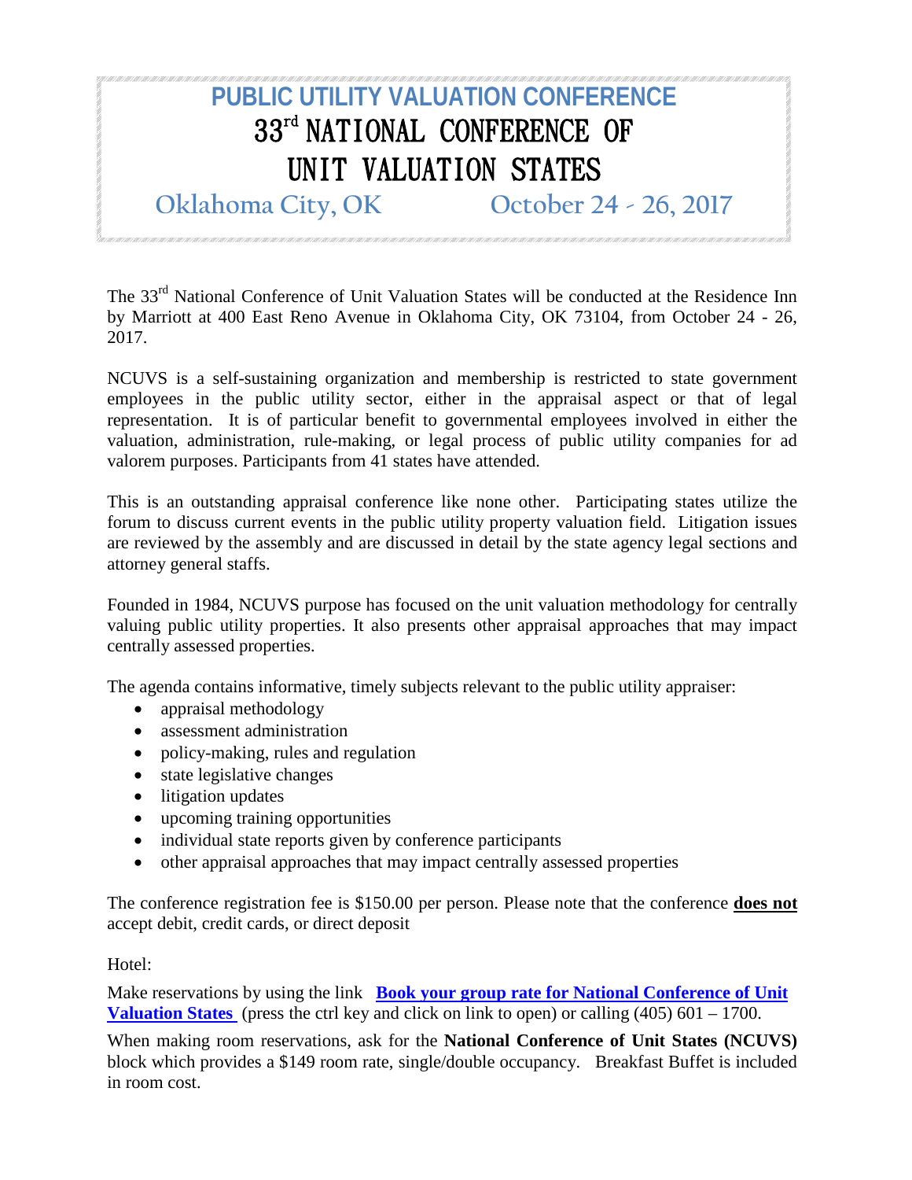# PUBLIC UTILITY VALUATION CONFERENCE

# 33rd NATIONAL CONFERENCE OF UNIT VALUATION STATES

## Oklahoma City, OK October 24 - 26, 2017

The 33rd National Conference of Unit Valuation States will be conducted at the Residence Inn by Marriott at 400 East Reno Avenue in Oklahoma City, OK 73104, from October 24 - 26, 2017.

NCUVS is a self-sustaining organization and membership is restricted to state government employees in the public utility sector, either in the appraisal aspect or that of legal representation. It is of particular benefit to governmental employees involved in either the valuation, administration, rule-making, or legal process of public utility companies for ad valorem purposes. Participants from 41 states have attended.

This is an outstanding appraisal conference like none other. Participating states utilize the forum to discuss current events in the public utility property valuation field. Litigation issues are reviewed by the assembly and are discussed in detail by the state agency legal sections and attorney general staffs.

Founded in 1984, NCUVS purpose has focused on the unit valuation methodology for centrally valuing public utility properties. It also presents other appraisal approaches that may impact centrally assessed properties.

The agenda contains informative, timely subjects relevant to the public utility appraiser:

- appraisal methodology
- assessment administration
- policy-making, rules and regulation
- state legislative changes
- litigation updates
- upcoming training opportunities
- individual state reports given by conference participants
- other appraisal approaches that may impact centrally assessed properties

The conference registration fee is $150.00 per person. Please note that the conference **does not** accept debit, credit cards, or direct deposit

Hotel:

Make reservations by using the link **Book your group rate for National Conference of Unit Valuation States** (press the ctrl key and click on link to open) or calling (405) 601 – 1700.

When making room reservations, ask for the **National Conference of Unit States (NCUVS)** block which provides a $149 room rate, single/double occupancy. Breakfast Buffet is included in room cost.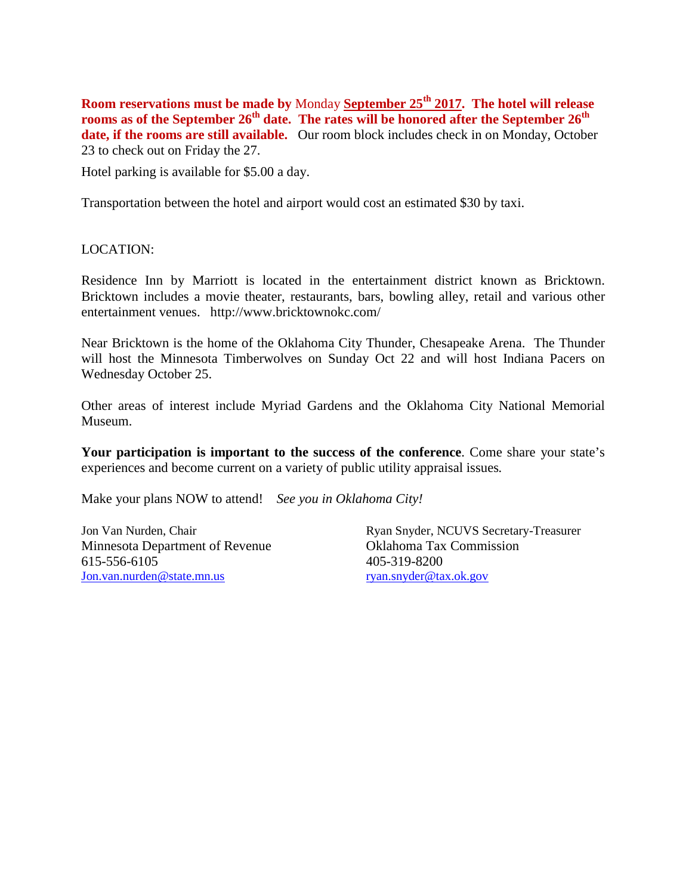**Room reservations must be made by** Monday **September 25th 2017. The hotel will release rooms as of the September 26th date. The rates will be honored after the September 26th date, if the rooms are still available.** Our room block includes check in on Monday, October 23 to check out on Friday the 27.

Hotel parking is available for $5.00 a day.

Transportation between the hotel and airport would cost an estimated $30 by taxi.

LOCATION:

Residence Inn by Marriott is located in the entertainment district known as Bricktown. Bricktown includes a movie theater, restaurants, bars, bowling alley, retail and various other entertainment venues. http://www.bricktownokc.com/

Near Bricktown is the home of the Oklahoma City Thunder, Chesapeake Arena. The Thunder will host the Minnesota Timberwolves on Sunday Oct 22 and will host Indiana Pacers on Wednesday October 25.

Other areas of interest include Myriad Gardens and the Oklahoma City National Memorial Museum.

**Your participation is important to the success of the conference**. Come share your state's experiences and become current on a variety of public utility appraisal issues.

Make your plans NOW to attend! *See you in Oklahoma City!*

Jon Van Nurden, Chair
Minnesota Department of Revenue
615-556-6105
Jon.van.nurden@state.mn.us

Ryan Snyder, NCUVS Secretary-Treasurer
Oklahoma Tax Commission
405-319-8200
ryan.snyder@tax.ok.gov